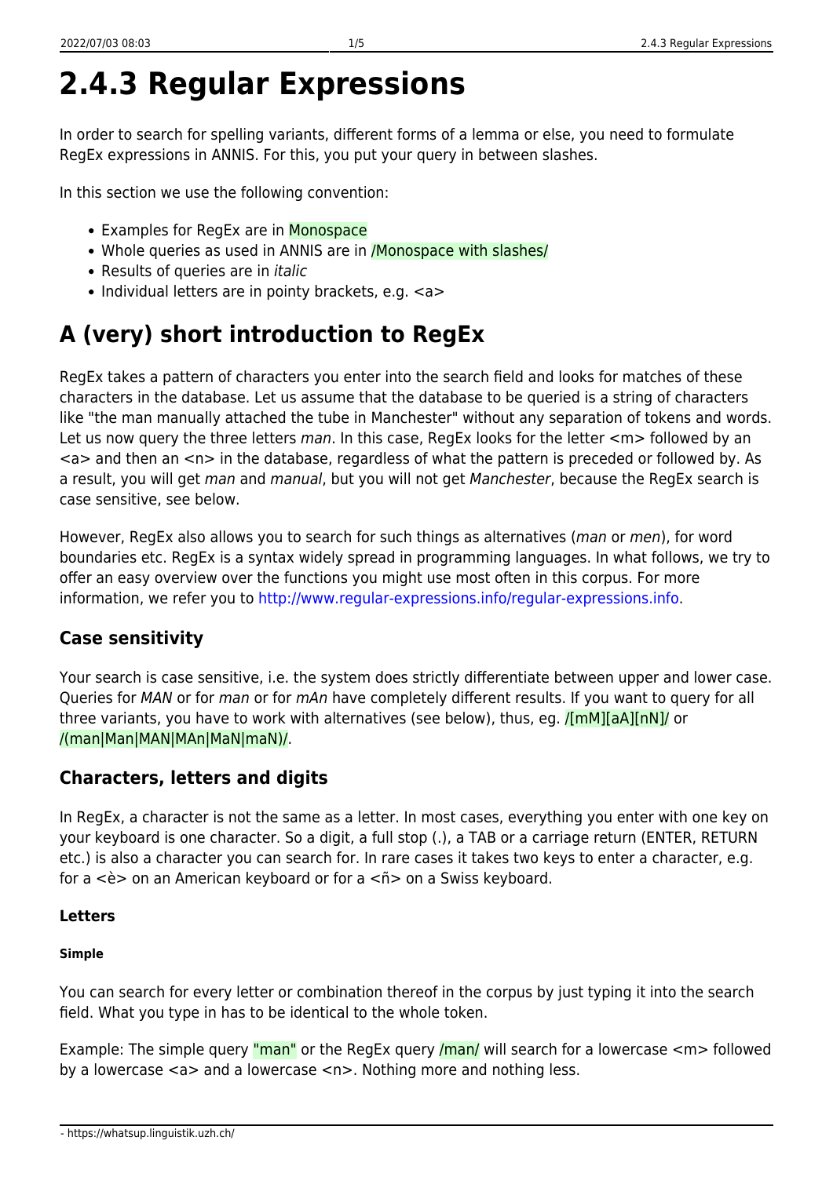# 2.4.3 Regular Expressions

In order to search for spelling variants, different forms of a lemma or else, you need to formulate RegEx expressions in ANNIS. For this, you put your query in between slashes.

In this section we use the following convention:

- Examples for RegEx are in `Monospace`
- Whole queries as used in ANNIS are in `/Monospace with slashes/`
- Results of queries are in *italic*
- Individual letters are in pointy brackets, e.g. <a>

## A (very) short introduction to RegEx

RegEx takes a pattern of characters you enter into the search field and looks for matches of these characters in the database. Let us assume that the database to be queried is a string of characters like "the man manually attached the tube in Manchester" without any separation of tokens and words. Let us now query the three letters *man*. In this case, RegEx looks for the letter <m> followed by an <a> and then an <n> in the database, regardless of what the pattern is preceded or followed by. As a result, you will get *man* and *manual*, but you will not get *Manchester*, because the RegEx search is case sensitive, see below.

However, RegEx also allows you to search for such things as alternatives (*man* or *men*), for word boundaries etc. RegEx is a syntax widely spread in programming languages. In what follows, we try to offer an easy overview over the functions you might use most often in this corpus. For more information, we refer you to http://www.regular-expressions.info/regular-expressions.info.

### Case sensitivity

Your search is case sensitive, i.e. the system does strictly differentiate between upper and lower case. Queries for *MAN* or for *man* or for *mAn* have completely different results. If you want to query for all three variants, you have to work with alternatives (see below), thus, eg. `/[mM][aA][nN]/` or `/(man|Man|MAN|MAn|MaN|maN)/`.

### Characters, letters and digits

In RegEx, a character is not the same as a letter. In most cases, everything you enter with one key on your keyboard is one character. So a digit, a full stop (.), a TAB or a carriage return (ENTER, RETURN etc.) is also a character you can search for. In rare cases it takes two keys to enter a character, e.g. for a <è> on an American keyboard or for a <ñ> on a Swiss keyboard.

#### Letters

##### Simple

You can search for every letter or combination thereof in the corpus by just typing it into the search field. What you type in has to be identical to the whole token.

Example: The simple query `"man"` or the RegEx query `/man/` will search for a lowercase <m> followed by a lowercase <a> and a lowercase <n>. Nothing more and nothing less.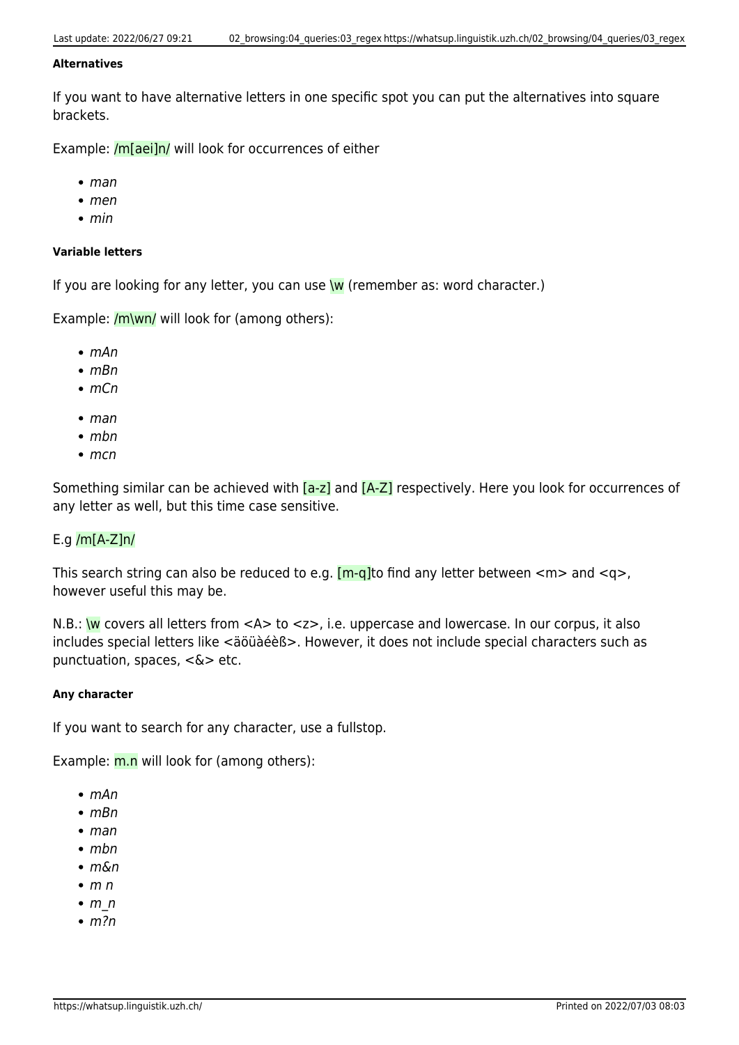#### Alternatives

If you want to have alternative letters in one specific spot you can put the alternatives into square brackets.

Example: `/m[aei]n/` will look for occurrences of either

- *man*
- *men*
- *min*

#### Variable letters

If you are looking for any letter, you can use `\w` (remember as: word character.)

Example: `/m\wn/` will look for (among others):

- *mAn*
- *mBn*
- *mCn*

- *man*
- *mbn*
- *mcn*

Something similar can be achieved with `[a-z]` and `[A-Z]` respectively. Here you look for occurrences of any letter as well, but this time case sensitive.

E.g `/m[A-Z]n/`

This search string can also be reduced to e.g. `[m-q]`to find any letter between <m> and <q>, however useful this may be.

N.B.: `\w` covers all letters from <A> to <z>, i.e. uppercase and lowercase. In our corpus, it also includes special letters like <äöüàéèß>. However, it does not include special characters such as punctuation, spaces, <&> etc.

#### Any character

If you want to search for any character, use a fullstop.

Example: `m.n` will look for (among others):

- *mAn*
- *mBn*
- *man*
- *mbn*
- *m&n*
- *m n*
- *m_n*
- *m?n*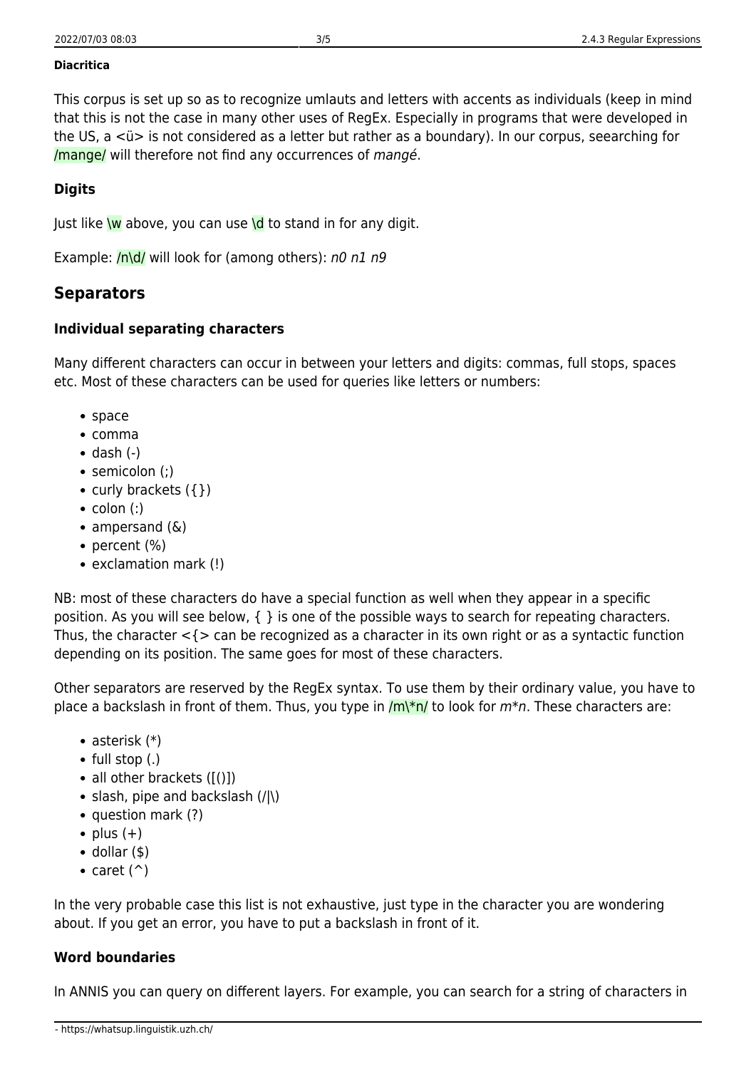**Diacritica**

This corpus is set up so as to recognize umlauts and letters with accents as individuals (keep in mind that this is not the case in many other uses of RegEx. Especially in programs that were developed in the US, a <ü> is not considered as a letter but rather as a boundary). In our corpus, seearching for `/mange/` will therefore not find any occurrences of *mangé*.

### Digits

Just like `\w` above, you can use `\d` to stand in for any digit.

Example: `/n\d/` will look for (among others): *n0 n1 n9*

## Separators

### Individual separating characters

Many different characters can occur in between your letters and digits: commas, full stops, spaces etc. Most of these characters can be used for queries like letters or numbers:

- space
- comma
- dash (-)
- semicolon (;)
- curly brackets ({})
- colon (:)
- ampersand (&)
- percent (%)
- exclamation mark (!)

NB: most of these characters do have a special function as well when they appear in a specific position. As you will see below, { } is one of the possible ways to search for repeating characters. Thus, the character <{> can be recognized as a character in its own right or as a syntactic function depending on its position. The same goes for most of these characters.

Other separators are reserved by the RegEx syntax. To use them by their ordinary value, you have to place a backslash in front of them. Thus, you type in `/m\*n/` to look for *m*n*. These characters are:

- asterisk (*)
- full stop (.)
- all other brackets ([()])
- slash, pipe and backslash (/|\)
- question mark (?)
- plus (+)
- dollar ($)
- caret (^)

In the very probable case this list is not exhaustive, just type in the character you are wondering about. If you get an error, you have to put a backslash in front of it.

### Word boundaries

In ANNIS you can query on different layers. For example, you can search for a string of characters in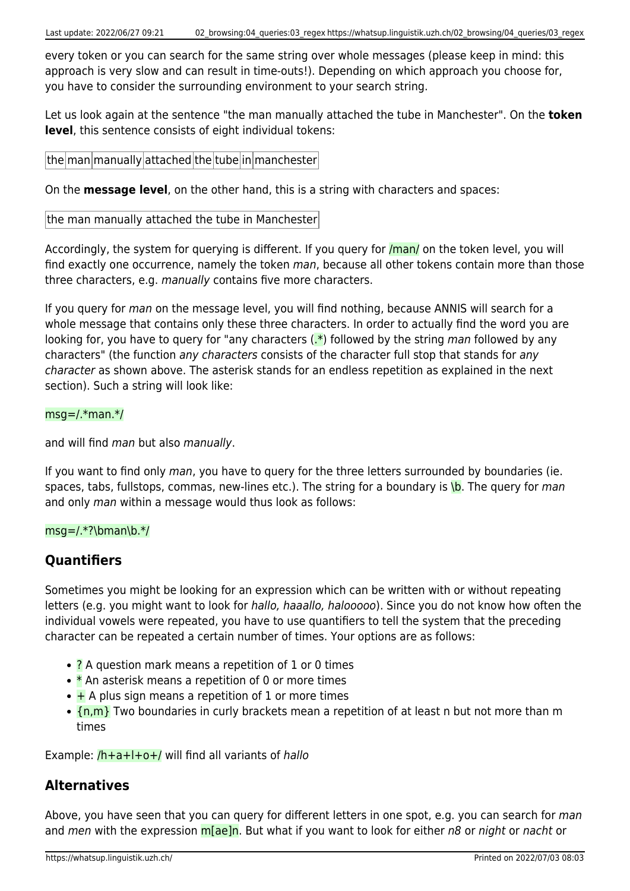every token or you can search for the same string over whole messages (please keep in mind: this approach is very slow and can result in time-outs!). Depending on which approach you choose for, you have to consider the surrounding environment to your search string.

Let us look again at the sentence "the man manually attached the tube in Manchester". On the **token level**, this sentence consists of eight individual tokens:

| the | man | manually | attached | the | tube | in | manchester |
|---|---|---|---|---|---|---|---|

On the **message level**, on the other hand, this is a string with characters and spaces:

| the man manually attached the tube in Manchester |
|---|

Accordingly, the system for querying is different. If you query for `/man/` on the token level, you will find exactly one occurrence, namely the token *man*, because all other tokens contain more than those three characters, e.g. *manually* contains five more characters.

If you query for *man* on the message level, you will find nothing, because ANNIS will search for a whole message that contains only these three characters. In order to actually find the word you are looking for, you have to query for "any characters (`.*`) followed by the string *man* followed by any characters" (the function *any characters* consists of the character full stop that stands for *any character* as shown above. The asterisk stands for an endless repetition as explained in the next section). Such a string will look like:

`msg=/.*man.*/`

and will find *man* but also *manually*.

If you want to find only *man*, you have to query for the three letters surrounded by boundaries (ie. spaces, tabs, fullstops, commas, new-lines etc.). The string for a boundary is `\b`. The query for *man* and only *man* within a message would thus look as follows:

`msg=/.*?\bman\b.*/`

## Quantifiers

Sometimes you might be looking for an expression which can be written with or without repeating letters (e.g. you might want to look for *hallo, haaallo, halooooo*). Since you do not know how often the individual vowels were repeated, you have to use quantifiers to tell the system that the preceding character can be repeated a certain number of times. Your options are as follows:

- `?` A question mark means a repetition of 1 or 0 times
- `*` An asterisk means a repetition of 0 or more times
- `+` A plus sign means a repetition of 1 or more times
- `{n,m}` Two boundaries in curly brackets mean a repetition of at least n but not more than m times

Example: `/h+a+l+o+/` will find all variants of *hallo*

## Alternatives

Above, you have seen that you can query for different letters in one spot, e.g. you can search for *man* and *men* with the expression `m[ae]n`. But what if you want to look for either *n8* or *night* or *nacht* or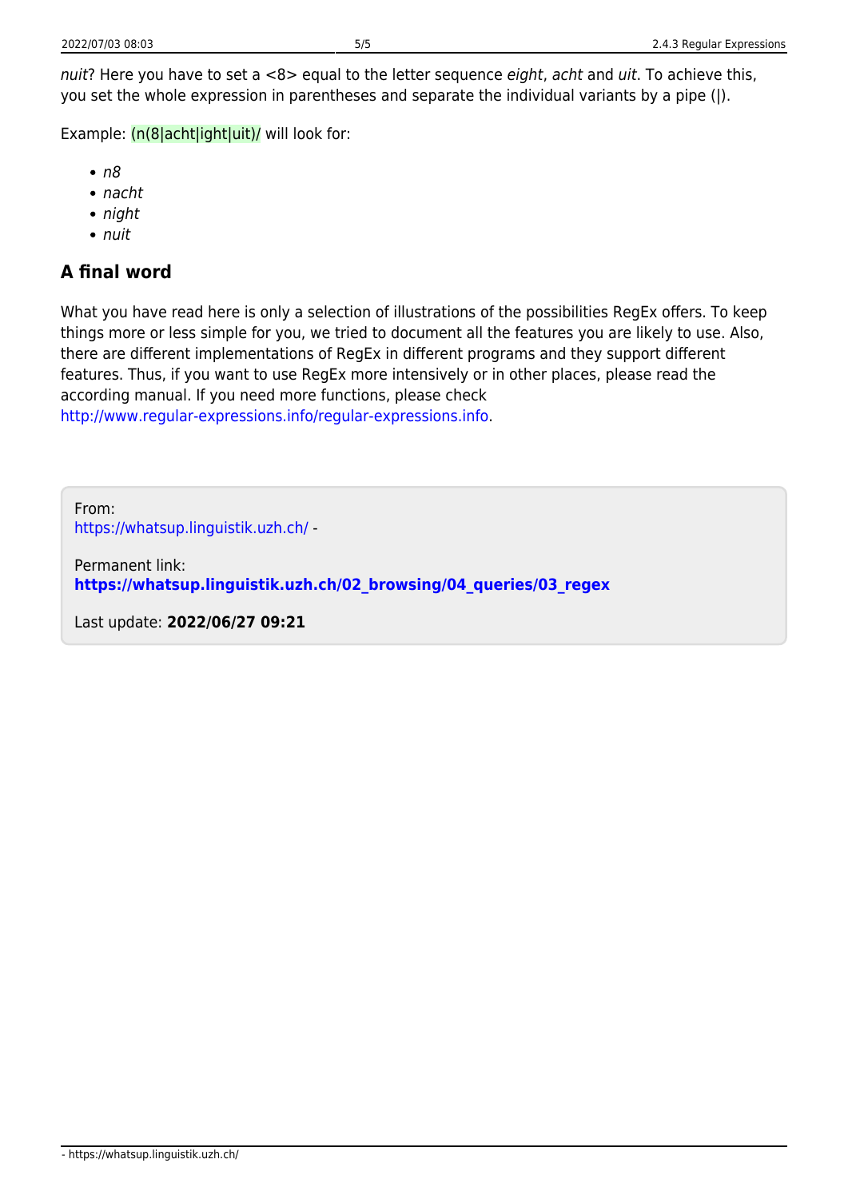*nuit*? Here you have to set a <8> equal to the letter sequence *eight*, *acht* and *uit*. To achieve this, you set the whole expression in parentheses and separate the individual variants by a pipe (|).

Example: `(n(8|acht|ight|uit)/` will look for:

- *n8*
- *nacht*
- *night*
- *nuit*

## A final word

What you have read here is only a selection of illustrations of the possibilities RegEx offers. To keep things more or less simple for you, we tried to document all the features you are likely to use. Also, there are different implementations of RegEx in different programs and they support different features. Thus, if you want to use RegEx more intensively or in other places, please read the according manual. If you need more functions, please check http://www.regular-expressions.info/regular-expressions.info.

From:
https://whatsup.linguistik.uzh.ch/ -

Permanent link:
**https://whatsup.linguistik.uzh.ch/02_browsing/04_queries/03_regex**

Last update: **2022/06/27 09:21**